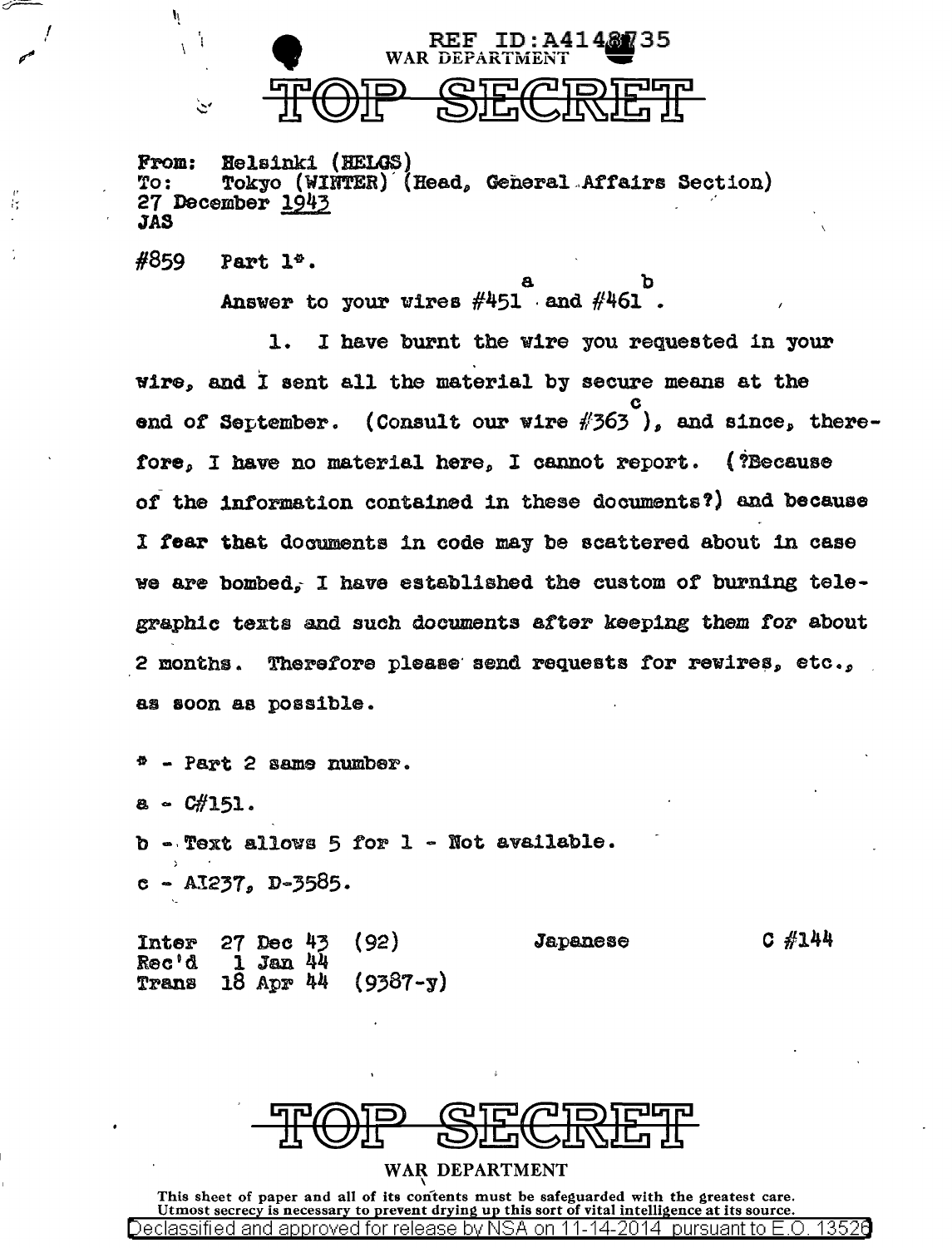REF ID:A4148735

WAR DEPARTMENT

# TOP SECRET

From: Helsinki (HELGS)
To: Tokyo (WINTER) (Head, General Affairs Section)
27 December 1943
JAS

#859 Part 1*.

Answer to your wires #451[a] and #461[b].

1. I have burnt the wire you requested in your wire, and I sent all the material by secure means at the end of September. (Consult our wire #363[c]), and since, therefore, I have no material here, I cannot report. (?Because of the information contained in these documents?) and because I fear that documents in code may be scattered about in case we are bombed, I have established the custom of burning telegraphic texts and such documents after keeping them for about 2 months. Therefore please send requests for rewires, etc., as soon as possible.

\* - Part 2 same number.

a - C#151.

b - Text allows 5 for 1 - Not available.

c - AI237, D-3585.

Inter 27 Dec 43 (92) Japanese C #144
Rec'd 1 Jan 44
Trans 18 Apr 44 (9387-y)

# TOP SECRET

WAR DEPARTMENT

This sheet of paper and all of its contents must be safeguarded with the greatest care.
Utmost secrecy is necessary to prevent drying up this sort of vital intelligence at its source.

Declassified and approved for release by NSA on 11-14-2014 pursuant to E.O. 13526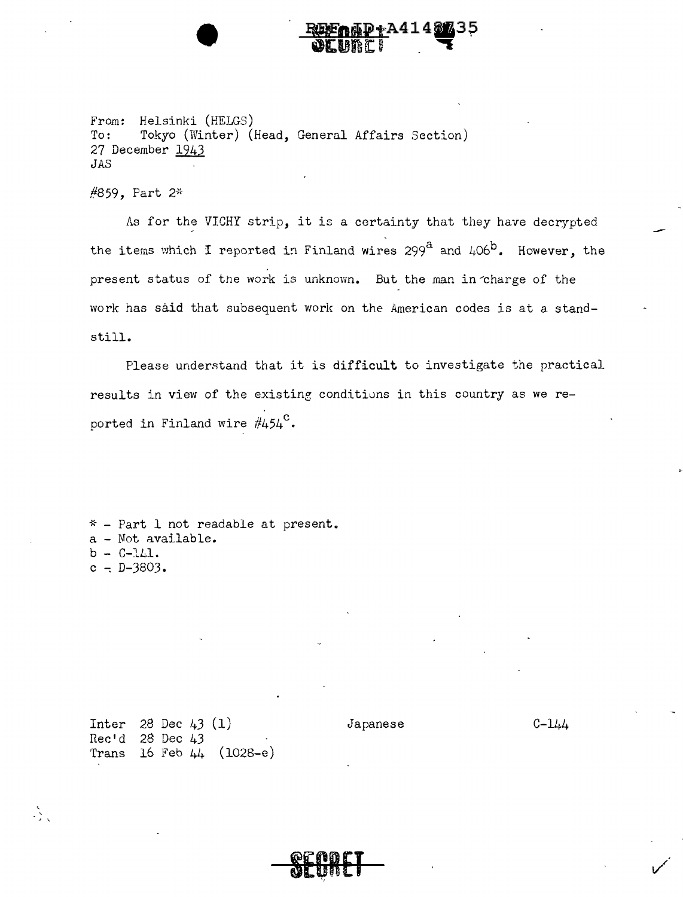REF ID:A4148735

SECRET

From: Helsinki (HELGS)
To: Tokyo (Winter) (Head, General Affairs Section)
27 December 1943
JAS

#859, Part 2*

As for the VICHY strip, it is a certainty that they have decrypted the items which I reported in Finland wires 299[a] and 406[b]. However, the present status of the work is unknown. But the man in charge of the work has said that subsequent work on the American codes is at a standstill.

Please understand that it is difficult to investigate the practical results in view of the existing conditions in this country as we reported in Finland wire #454[c].

\* - Part 1 not readable at present.
a - Not available.
b - C-141.
c - D-3803.

Inter 28 Dec 43 (1) Japanese C-144
Rec'd 28 Dec 43
Trans 16 Feb 44 (1028-e)

SECRET